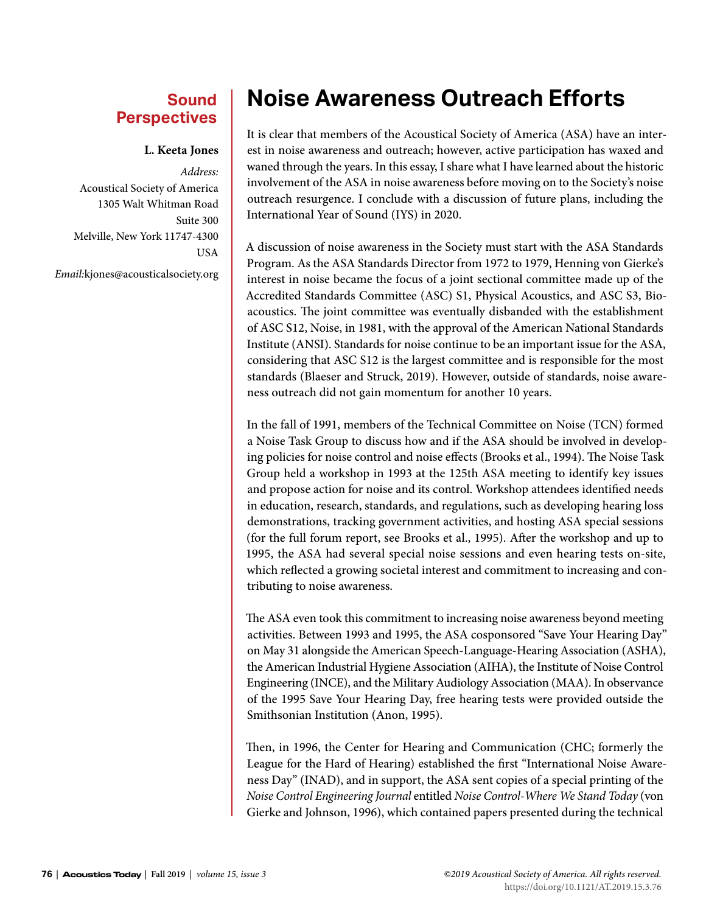Sound Perspectives

# Noise Awareness Outreach Efforts

**L. Keeta Jones**

*Address:*
Acoustical Society of America
1305 Walt Whitman Road
Suite 300
Melville, New York 11747-4300
USA

*Email:* kjones@acousticalsociety.org

It is clear that members of the Acoustical Society of America (ASA) have an interest in noise awareness and outreach; however, active participation has waxed and waned through the years. In this essay, I share what I have learned about the historic involvement of the ASA in noise awareness before moving on to the Society's noise outreach resurgence. I conclude with a discussion of future plans, including the International Year of Sound (IYS) in 2020.

A discussion of noise awareness in the Society must start with the ASA Standards Program. As the ASA Standards Director from 1972 to 1979, Henning von Gierke's interest in noise became the focus of a joint sectional committee made up of the Accredited Standards Committee (ASC) S1, Physical Acoustics, and ASC S3, Bioacoustics. The joint committee was eventually disbanded with the establishment of ASC S12, Noise, in 1981, with the approval of the American National Standards Institute (ANSI). Standards for noise continue to be an important issue for the ASA, considering that ASC S12 is the largest committee and is responsible for the most standards (Blaeser and Struck, 2019). However, outside of standards, noise awareness outreach did not gain momentum for another 10 years.

In the fall of 1991, members of the Technical Committee on Noise (TCN) formed a Noise Task Group to discuss how and if the ASA should be involved in developing policies for noise control and noise effects (Brooks et al., 1994). The Noise Task Group held a workshop in 1993 at the 125th ASA meeting to identify key issues and propose action for noise and its control. Workshop attendees identified needs in education, research, standards, and regulations, such as developing hearing loss demonstrations, tracking government activities, and hosting ASA special sessions (for the full forum report, see Brooks et al., 1995). After the workshop and up to 1995, the ASA had several special noise sessions and even hearing tests on-site, which reflected a growing societal interest and commitment to increasing and contributing to noise awareness.

The ASA even took this commitment to increasing noise awareness beyond meeting activities. Between 1993 and 1995, the ASA cosponsored "Save Your Hearing Day" on May 31 alongside the American Speech-Language-Hearing Association (ASHA), the American Industrial Hygiene Association (AIHA), the Institute of Noise Control Engineering (INCE), and the Military Audiology Association (MAA). In observance of the 1995 Save Your Hearing Day, free hearing tests were provided outside the Smithsonian Institution (Anon, 1995).

Then, in 1996, the Center for Hearing and Communication (CHC; formerly the League for the Hard of Hearing) established the first "International Noise Awareness Day" (INAD), and in support, the ASA sent copies of a special printing of the *Noise Control Engineering Journal* entitled *Noise Control-Where We Stand Today* (von Gierke and Johnson, 1996), which contained papers presented during the technical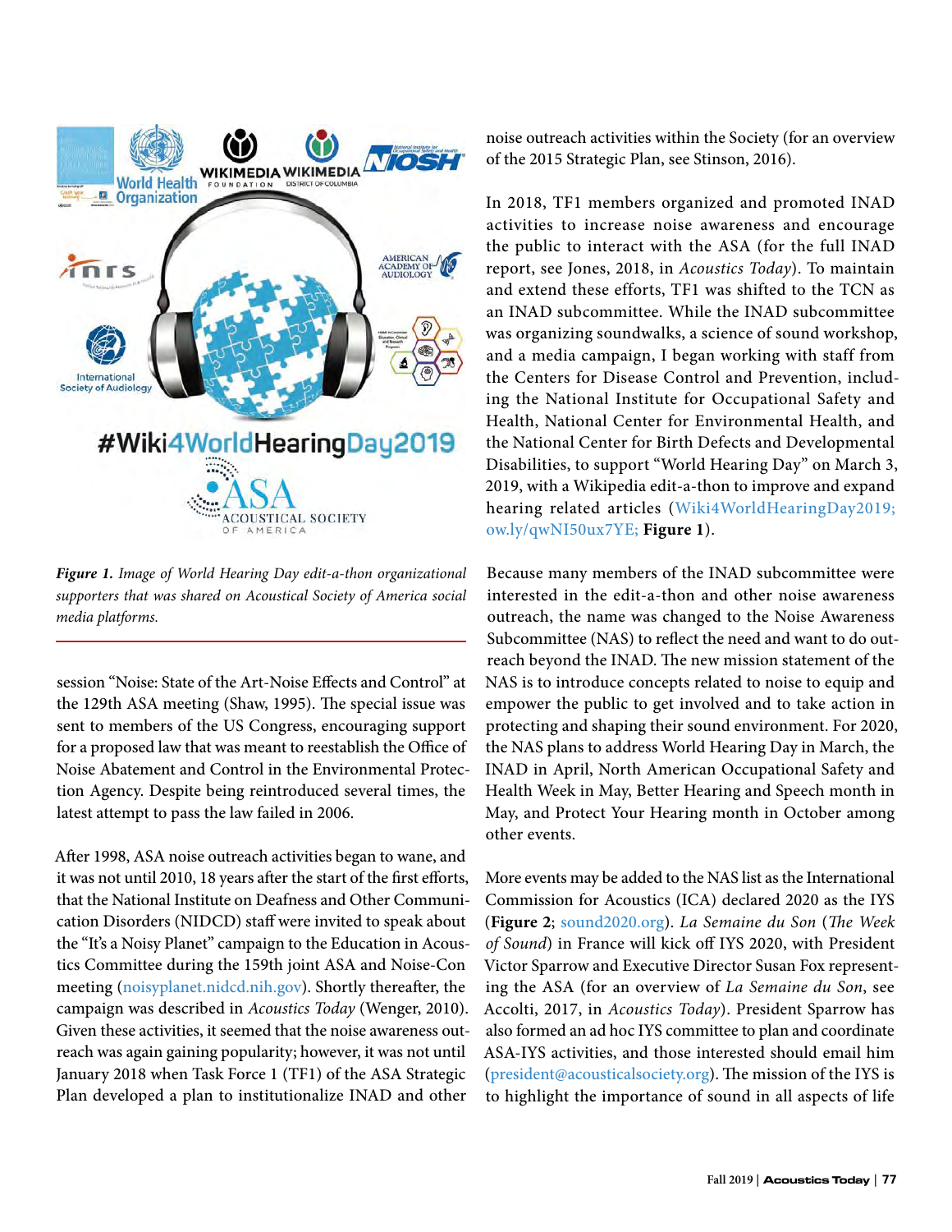*Figure 1. Image of World Hearing Day edit-a-thon organizational supporters that was shared on Acoustical Society of America social media platforms.*

session "Noise: State of the Art-Noise Effects and Control" at the 129th ASA meeting (Shaw, 1995). The special issue was sent to members of the US Congress, encouraging support for a proposed law that was meant to reestablish the Office of Noise Abatement and Control in the Environmental Protection Agency. Despite being reintroduced several times, the latest attempt to pass the law failed in 2006.

After 1998, ASA noise outreach activities began to wane, and it was not until 2010, 18 years after the start of the first efforts, that the National Institute on Deafness and Other Communication Disorders (NIDCD) staff were invited to speak about the "It's a Noisy Planet" campaign to the Education in Acoustics Committee during the 159th joint ASA and Noise-Con meeting (noisyplanet.nidcd.nih.gov). Shortly thereafter, the campaign was described in *Acoustics Today* (Wenger, 2010). Given these activities, it seemed that the noise awareness outreach was again gaining popularity; however, it was not until January 2018 when Task Force 1 (TF1) of the ASA Strategic Plan developed a plan to institutionalize INAD and other noise outreach activities within the Society (for an overview of the 2015 Strategic Plan, see Stinson, 2016).

In 2018, TF1 members organized and promoted INAD activities to increase noise awareness and encourage the public to interact with the ASA (for the full INAD report, see Jones, 2018, in *Acoustics Today*). To maintain and extend these efforts, TF1 was shifted to the TCN as an INAD subcommittee. While the INAD subcommittee was organizing soundwalks, a science of sound workshop, and a media campaign, I began working with staff from the Centers for Disease Control and Prevention, including the National Institute for Occupational Safety and Health, National Center for Environmental Health, and the National Center for Birth Defects and Developmental Disabilities, to support "World Hearing Day" on March 3, 2019, with a Wikipedia edit-a-thon to improve and expand hearing related articles (Wiki4WorldHearingDay2019; ow.ly/qwNI50ux7YE; **Figure 1**).

Because many members of the INAD subcommittee were interested in the edit-a-thon and other noise awareness outreach, the name was changed to the Noise Awareness Subcommittee (NAS) to reflect the need and want to do outreach beyond the INAD. The new mission statement of the NAS is to introduce concepts related to noise to equip and empower the public to get involved and to take action in protecting and shaping their sound environment. For 2020, the NAS plans to address World Hearing Day in March, the INAD in April, North American Occupational Safety and Health Week in May, Better Hearing and Speech month in May, and Protect Your Hearing month in October among other events.

More events may be added to the NAS list as the International Commission for Acoustics (ICA) declared 2020 as the IYS (**Figure 2**; sound2020.org). *La Semaine du Son* (*The Week of Sound*) in France will kick off IYS 2020, with President Victor Sparrow and Executive Director Susan Fox representing the ASA (for an overview of *La Semaine du Son*, see Accolti, 2017, in *Acoustics Today*). President Sparrow has also formed an ad hoc IYS committee to plan and coordinate ASA-IYS activities, and those interested should email him (president@acousticalsociety.org). The mission of the IYS is to highlight the importance of sound in all aspects of life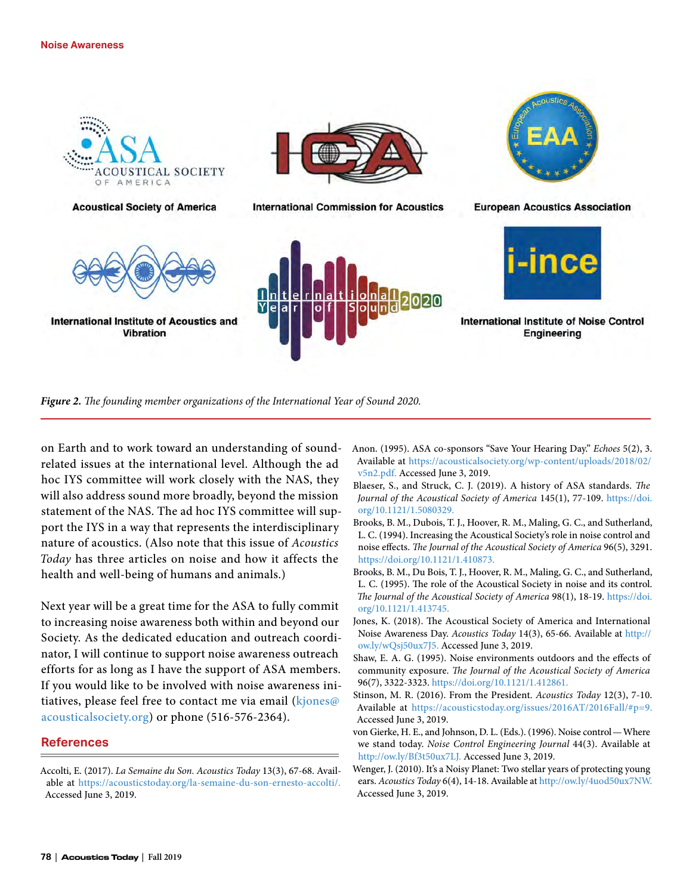Acoustical Society of America

International Commission for Acoustics

European Acoustics Association

International Institute of Acoustics and Vibration

International Institute of Noise Control Engineering

*Figure 2. The founding member organizations of the International Year of Sound 2020.*

on Earth and to work toward an understanding of sound-related issues at the international level. Although the ad hoc IYS committee will work closely with the NAS, they will also address sound more broadly, beyond the mission statement of the NAS. The ad hoc IYS committee will support the IYS in a way that represents the interdisciplinary nature of acoustics. (Also note that this issue of *Acoustics Today* has three articles on noise and how it affects the health and well-being of humans and animals.)

Next year will be a great time for the ASA to fully commit to increasing noise awareness both within and beyond our Society. As the dedicated education and outreach coordinator, I will continue to support noise awareness outreach efforts for as long as I have the support of ASA members. If you would like to be involved with noise awareness initiatives, please feel free to contact me via email (kjones@acousticalsociety.org) or phone (516-576-2364).

## References

Accolti, E. (2017). *La Semaine du Son. Acoustics Today* 13(3), 67-68. Available at https://acousticstoday.org/la-semaine-du-son-ernesto-accolti/. Accessed June 3, 2019.

Anon. (1995). ASA co-sponsors "Save Your Hearing Day." *Echoes* 5(2), 3. Available at https://acousticalsociety.org/wp-content/uploads/2018/02/v5n2.pdf. Accessed June 3, 2019.

Blaeser, S., and Struck, C. J. (2019). A history of ASA standards. *The Journal of the Acoustical Society of America* 145(1), 77-109. https://doi.org/10.1121/1.5080329.

Brooks, B. M., Dubois, T. J., Hoover, R. M., Maling, G. C., and Sutherland, L. C. (1994). Increasing the Acoustical Society's role in noise control and noise effects. *The Journal of the Acoustical Society of America* 96(5), 3291. https://doi.org/10.1121/1.410873.

Brooks, B. M., Du Bois, T. J., Hoover, R. M., Maling, G. C., and Sutherland, L. C. (1995). The role of the Acoustical Society in noise and its control. *The Journal of the Acoustical Society of America* 98(1), 18-19. https://doi.org/10.1121/1.413745.

Jones, K. (2018). The Acoustical Society of America and International Noise Awareness Day. *Acoustics Today* 14(3), 65-66. Available at http://ow.ly/wQsj50ux7J5. Accessed June 3, 2019.

Shaw, E. A. G. (1995). Noise environments outdoors and the effects of community exposure. *The Journal of the Acoustical Society of America* 96(7), 3322-3323. https://doi.org/10.1121/1.412861.

Stinson, M. R. (2016). From the President. *Acoustics Today* 12(3), 7-10. Available at https://acousticstoday.org/issues/2016AT/2016Fall/#p=9. Accessed June 3, 2019.

von Gierke, H. E., and Johnson, D. L. (Eds.). (1996). Noise control — Where we stand today. *Noise Control Engineering Journal* 44(3). Available at http://ow.ly/Bf3t50ux7LJ. Accessed June 3, 2019.

Wenger, J. (2010). It's a Noisy Planet: Two stellar years of protecting young ears. *Acoustics Today* 6(4), 14-18. Available at http://ow.ly/4uod50ux7NW. Accessed June 3, 2019.